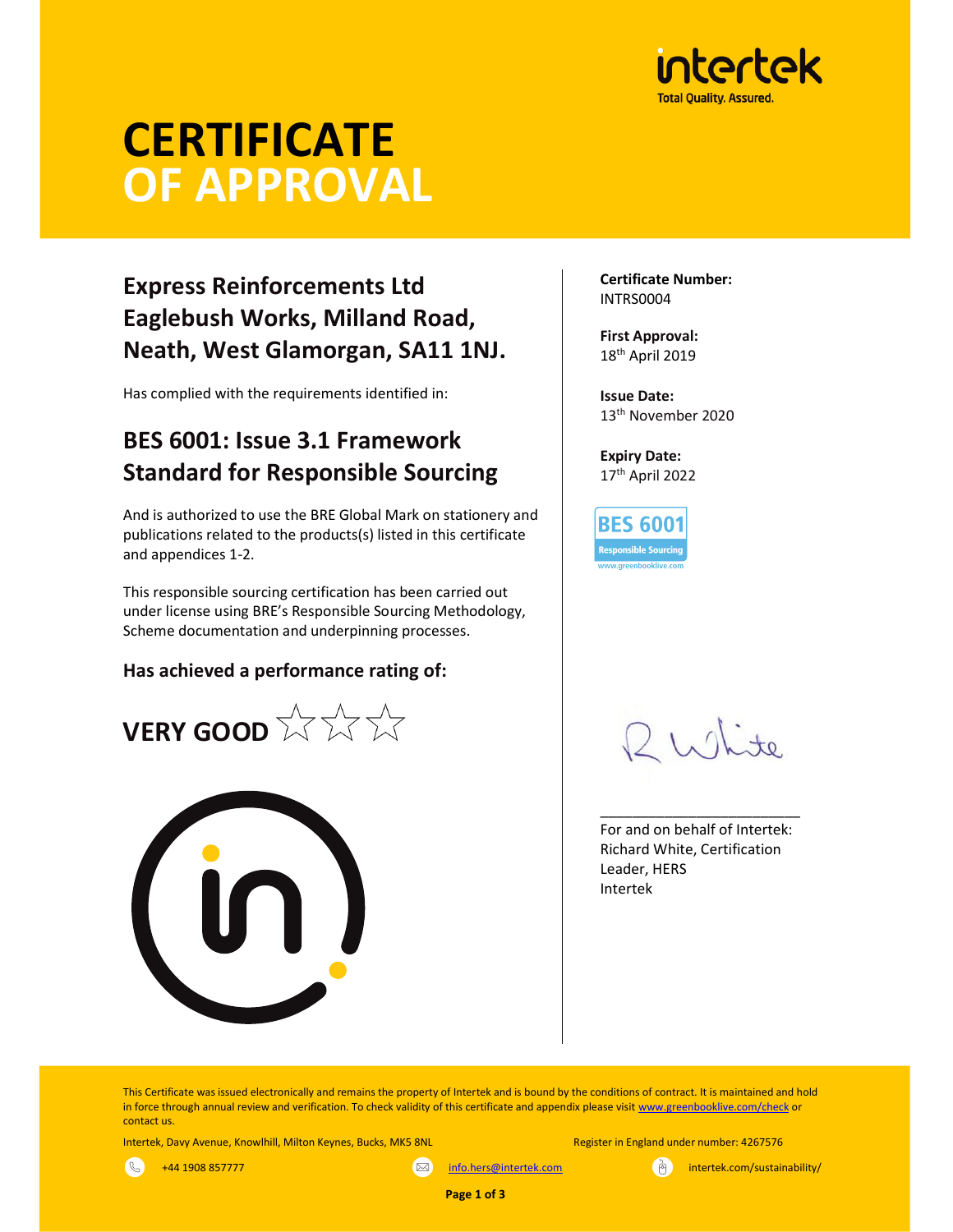# CERTIFICATE OF APPROVAL

## Express Reinforcements Ltd
## Eaglebush Works, Milland Road, Neath, West Glamorgan, SA11 1NJ.

Has complied with the requirements identified in:

## BES 6001: Issue 3.1 Framework Standard for Responsible Sourcing

And is authorized to use the BRE Global Mark on stationery and publications related to the products(s) listed in this certificate and appendices 1-2.

This responsible sourcing certification has been carried out under license using BRE's Responsible Sourcing Methodology, Scheme documentation and underpinning processes.

**Has achieved a performance rating of:**

**VERY GOOD** ☆☆☆

**Certificate Number:**
INTRS0004

**First Approval:**
18th April 2019

**Issue Date:**
13th November 2020

**Expiry Date:**
17th April 2022

BES 6001 Responsible Sourcing www.greenbooklive.com

R White

For and on behalf of Intertek:
Richard White, Certification Leader, HERS
Intertek

This Certificate was issued electronically and remains the property of Intertek and is bound by the conditions of contract. It is maintained and hold in force through annual review and verification. To check validity of this certificate and appendix please visit www.greenbooklive.com/check or contact us.

Intertek, Davy Avenue, Knowlhill, Milton Keynes, Bucks, MK5 8NL

Register in England under number: 4267576

+44 1908 857777 | info.hers@intertek.com | intertek.com/sustainability/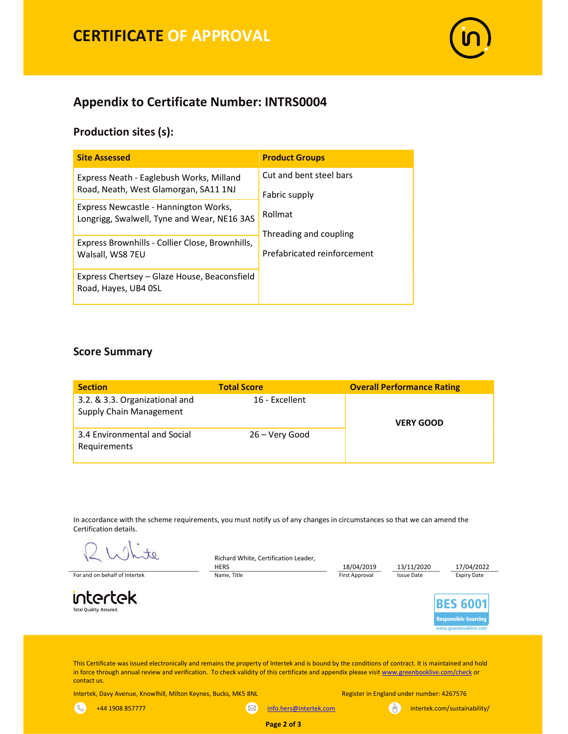# CERTIFICATE OF APPROVAL

## Appendix to Certificate Number: INTRS0004

### Production sites (s):

| Site Assessed | Product Groups |
| --- | --- |
| Express Neath - Eaglebush Works, Milland Road, Neath, West Glamorgan, SA11 1NJ | Cut and bent steel bars<br>Fabric supply<br>Rollmat<br>Threading and coupling<br>Prefabricated reinforcement |
| Express Newcastle - Hannington Works, Longrigg, Swalwell, Tyne and Wear, NE16 3AS | |
| Express Brownhills - Collier Close, Brownhills, Walsall, WS8 7EU | |
| Express Chertsey – Glaze House, Beaconsfield Road, Hayes, UB4 0SL | |

### Score Summary

| Section | Total Score | Overall Performance Rating |
| --- | --- | --- |
| 3.2. & 3.3. Organizational and Supply Chain Management | 16 - Excellent | **VERY GOOD** |
| 3.4 Environmental and Social Requirements | 26 – Very Good | |

In accordance with the scheme requirements, you must notify us of any changes in circumstances so that we can amend the Certification details.

| For and on behalf of Intertek | Name, Title | First Approval | Issue Date | Expiry Date |
| --- | --- | --- | --- | --- |
| R White | Richard White, Certification Leader, HERS | 18/04/2019 | 13/11/2020 | 17/04/2022 |

intertek
Total Quality. Assured.

BES 6001
Responsible Sourcing
www.greenbooklive.com

This Certificate was issued electronically and remains the property of Intertek and is bound by the conditions of contract. It is maintained and hold in force through annual review and verification. To check validity of this certificate and appendix please visit www.greenbooklive.com/check or contact us.

Intertek, Davy Avenue, Knowlhill, Milton Keynes, Bucks, MK5 8NL

Register in England under number: 4267576

+44 1908 857777

info.hers@intertek.com

intertek.com/sustainability/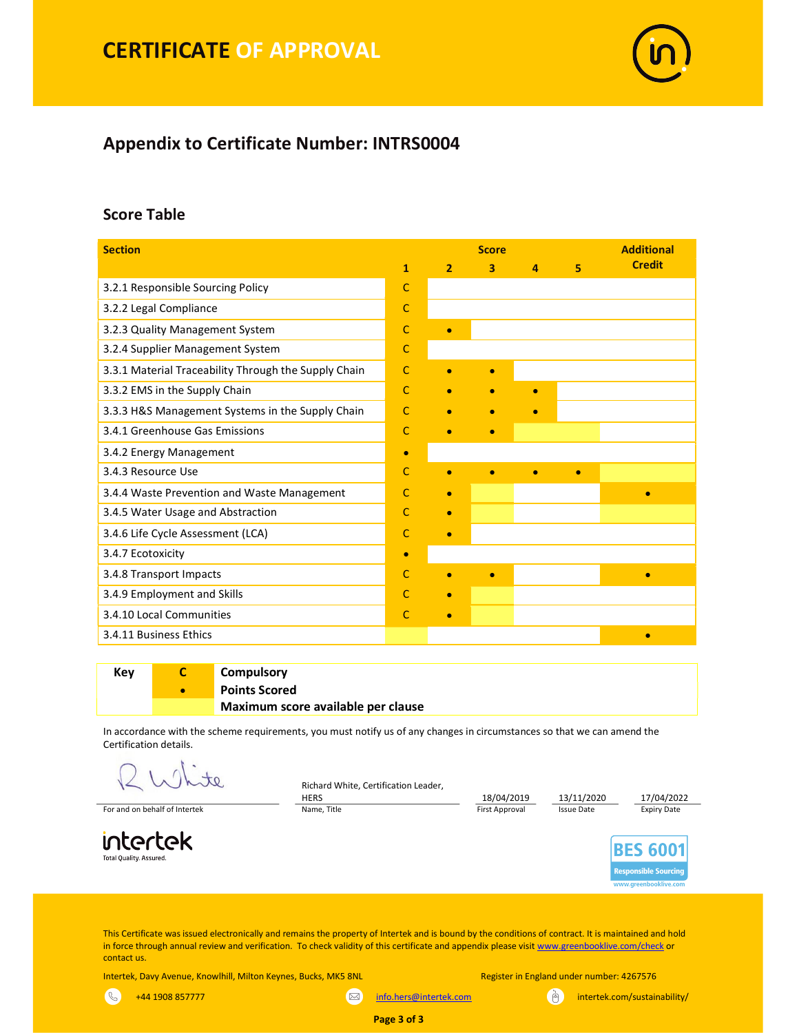# CERTIFICATE OF APPROVAL

## Appendix to Certificate Number: INTRS0004

### Score Table

| Section | Score 1 | 2 | 3 | 4 | 5 | Additional Credit |
|---|---|---|---|---|---|---|
| 3.2.1 Responsible Sourcing Policy | C | | | | | |
| 3.2.2 Legal Compliance | C | | | | | |
| 3.2.3 Quality Management System | C | • | | | | |
| 3.2.4 Supplier Management System | C | | | | | |
| 3.3.1 Material Traceability Through the Supply Chain | C | • | • | | | |
| 3.3.2 EMS in the Supply Chain | C | • | • | • | | |
| 3.3.3 H&S Management Systems in the Supply Chain | C | • | • | • | | |
| 3.4.1 Greenhouse Gas Emissions | C | • | • | | | |
| 3.4.2 Energy Management | • | | | | | |
| 3.4.3 Resource Use | C | • | • | • | • | |
| 3.4.4 Waste Prevention and Waste Management | C | • | | | | • |
| 3.4.5 Water Usage and Abstraction | C | • | | | | |
| 3.4.6 Life Cycle Assessment (LCA) | C | • | | | | |
| 3.4.7 Ecotoxicity | • | | | | | |
| 3.4.8 Transport Impacts | C | • | • | | | • |
| 3.4.9 Employment and Skills | C | • | | | | |
| 3.4.10 Local Communities | C | • | | | | |
| 3.4.11 Business Ethics | | | | | | • |

| Key | | |
|---|---|---|
| | C | **Compulsory** |
| | • | **Points Scored** |
| | | **Maximum score available per clause** |

In accordance with the scheme requirements, you must notify us of any changes in circumstances so that we can amend the Certification details.

For and on behalf of Intertek

Richard White, Certification Leader, HERS
Name, Title

18/04/2019
First Approval

13/11/2020
Issue Date

17/04/2022
Expiry Date

intertek
Total Quality. Assured.

BES 6001
Responsible Sourcing
www.greenbooklive.com

This Certificate was issued electronically and remains the property of Intertek and is bound by the conditions of contract. It is maintained and hold in force through annual review and verification. To check validity of this certificate and appendix please visit www.greenbooklive.com/check or contact us.

Intertek, Davy Avenue, Knowlhill, Milton Keynes, Bucks, MK5 8NL

Register in England under number: 4267576

+44 1908 857777

info.hers@intertek.com

intertek.com/sustainability/